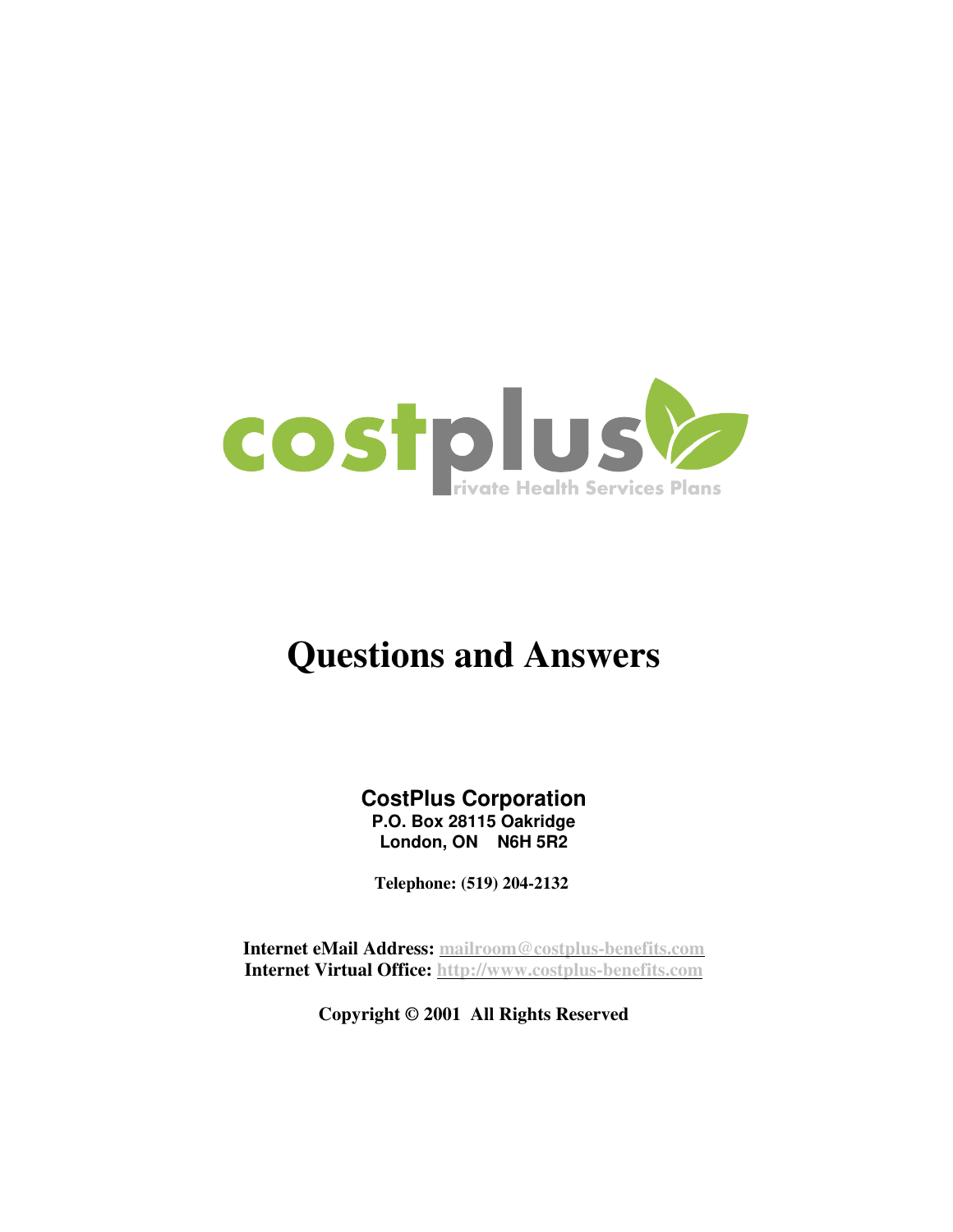costplus Private Health Services Plans

# Questions and Answers

**CostPlus Corporation**
**P.O. Box 28115 Oakridge**
**London, ON N6H 5R2**

**Telephone: (519) 204-2132**

**Internet eMail Address:** mailroom@costplus-benefits.com
**Internet Virtual Office:** http://www.costplus-benefits.com

**Copyright © 2001 All Rights Reserved**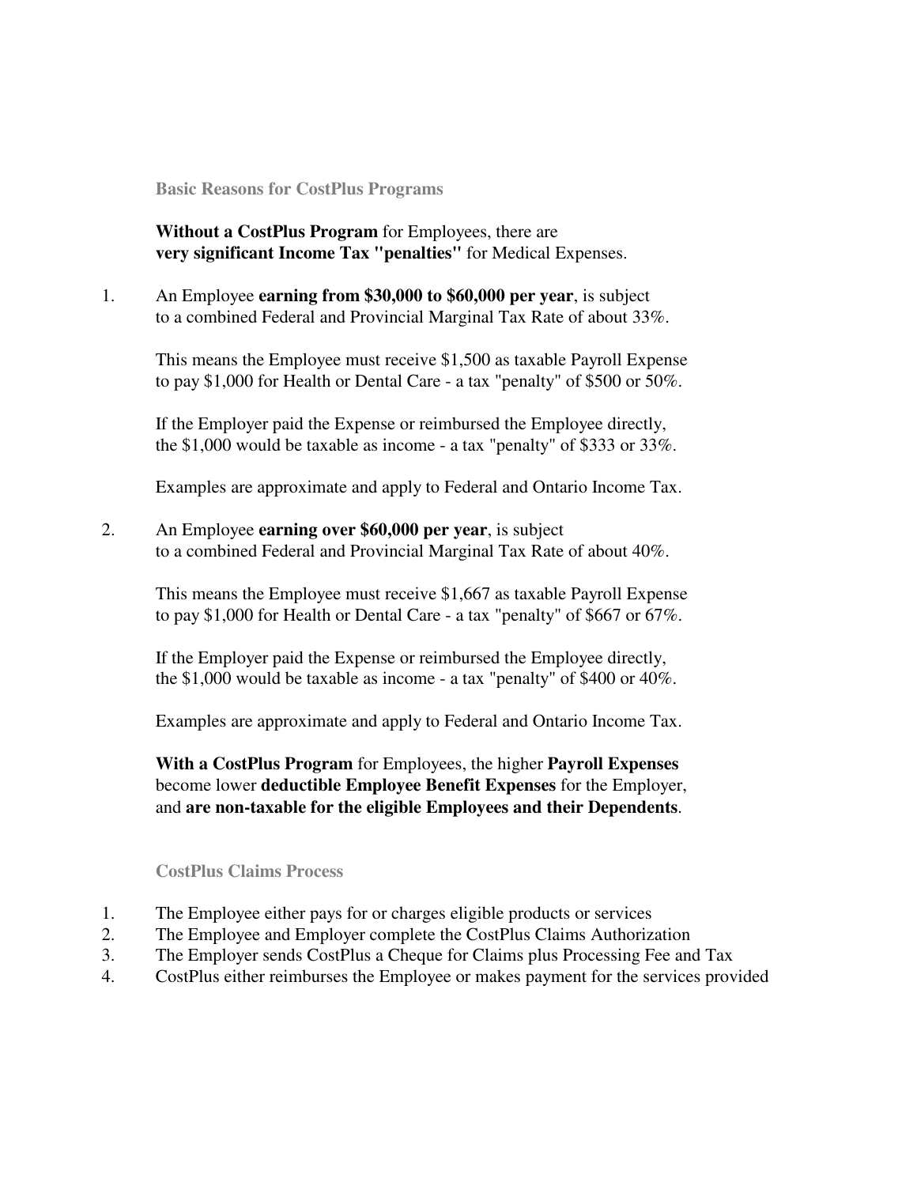## Basic Reasons for CostPlus Programs

**Without a CostPlus Program** for Employees, there are **very significant Income Tax "penalties"** for Medical Expenses.

1. An Employee **earning from $30,000 to $60,000 per year**, is subject to a combined Federal and Provincial Marginal Tax Rate of about 33%.

   This means the Employee must receive $1,500 as taxable Payroll Expense to pay $1,000 for Health or Dental Care - a tax "penalty" of $500 or 50%.

   If the Employer paid the Expense or reimbursed the Employee directly, the $1,000 would be taxable as income - a tax "penalty" of $333 or 33%.

   Examples are approximate and apply to Federal and Ontario Income Tax.

2. An Employee **earning over $60,000 per year**, is subject to a combined Federal and Provincial Marginal Tax Rate of about 40%.

   This means the Employee must receive $1,667 as taxable Payroll Expense to pay $1,000 for Health or Dental Care - a tax "penalty" of $667 or 67%.

   If the Employer paid the Expense or reimbursed the Employee directly, the $1,000 would be taxable as income - a tax "penalty" of $400 or 40%.

   Examples are approximate and apply to Federal and Ontario Income Tax.

**With a CostPlus Program** for Employees, the higher **Payroll Expenses** become lower **deductible Employee Benefit Expenses** for the Employer, and **are non-taxable for the eligible Employees and their Dependents**.

## CostPlus Claims Process

1. The Employee either pays for or charges eligible products or services
2. The Employee and Employer complete the CostPlus Claims Authorization
3. The Employer sends CostPlus a Cheque for Claims plus Processing Fee and Tax
4. CostPlus either reimburses the Employee or makes payment for the services provided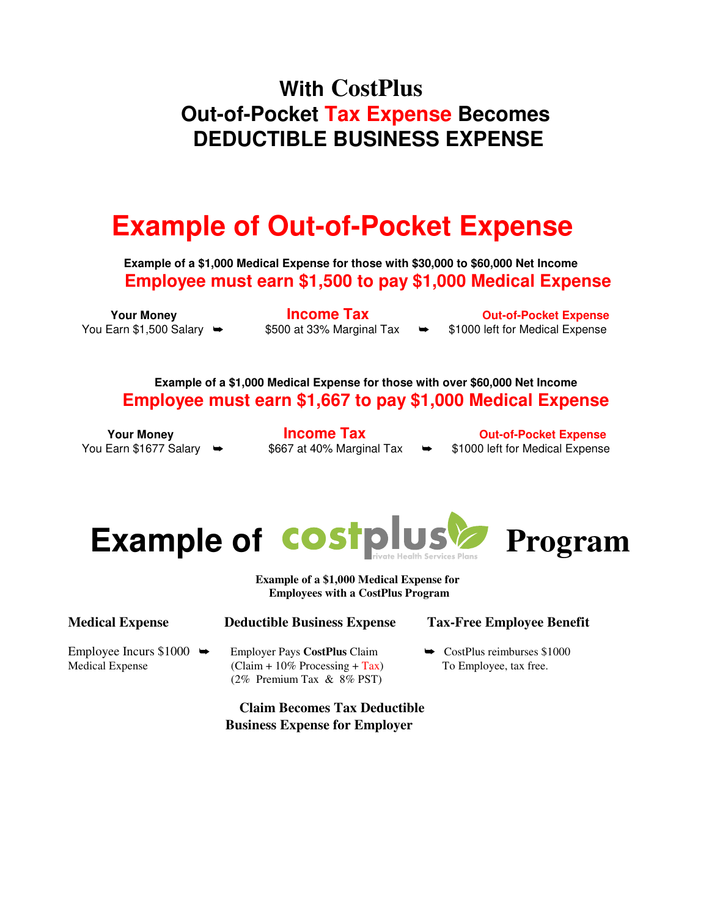# With CostPlus
# Out-of-Pocket Tax Expense Becomes DEDUCTIBLE BUSINESS EXPENSE

## Example of Out-of-Pocket Expense

**Example of a $1,000 Medical Expense for those with $30,000 to $60,000 Net Income**

**Employee must earn $1,500 to pay $1,000 Medical Expense**

| Your Money | | Income Tax | | Out-of-Pocket Expense |
|---|---|---|---|---|
| You Earn $1,500 Salary | ➥ | $500 at 33% Marginal Tax | ➥ | $1000 left for Medical Expense |

**Example of a $1,000 Medical Expense for those with over $60,000 Net Income**

**Employee must earn $1,667 to pay $1,000 Medical Expense**

| Your Money | | Income Tax | | Out-of-Pocket Expense |
|---|---|---|---|---|
| You Earn $1677 Salary | ➥ | $667 at 40% Marginal Tax | ➥ | $1000 left for Medical Expense |

## Example of costplus Program

costplus Private Health Services Plans

**Example of a $1,000 Medical Expense for Employees with a CostPlus Program**

| Medical Expense | | Deductible Business Expense | | Tax-Free Employee Benefit |
|---|---|---|---|---|
| Employee Incurs $1000 Medical Expense | ➥ | Employer Pays **CostPlus** Claim (Claim + 10% Processing + Tax) (2% Premium Tax & 8% PST) | ➥ | CostPlus reimburses $1000 To Employee, tax free. |

**Claim Becomes Tax Deductible Business Expense for Employer**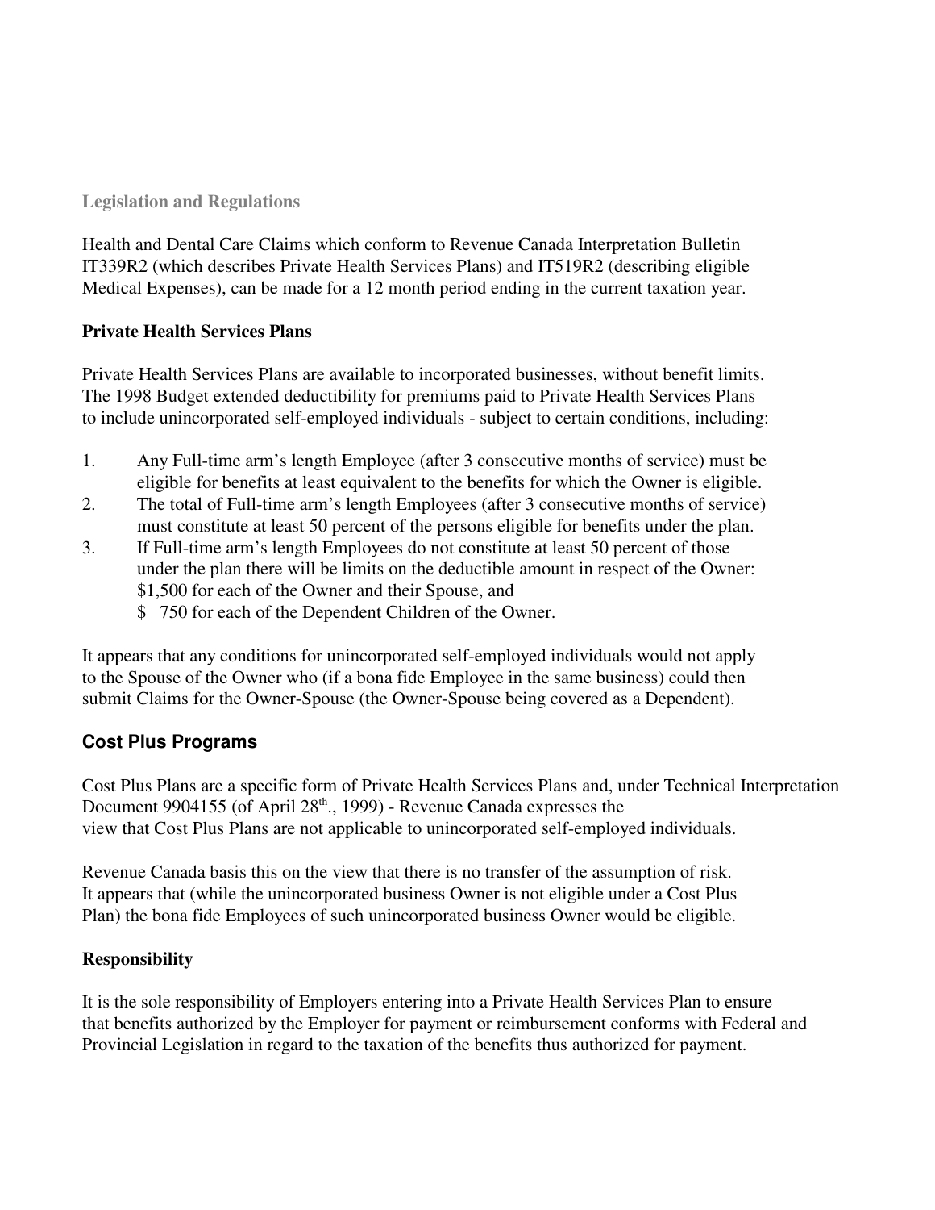## Legislation and Regulations

Health and Dental Care Claims which conform to Revenue Canada Interpretation Bulletin IT339R2 (which describes Private Health Services Plans) and IT519R2 (describing eligible Medical Expenses), can be made for a 12 month period ending in the current taxation year.

### Private Health Services Plans

Private Health Services Plans are available to incorporated businesses, without benefit limits. The 1998 Budget extended deductibility for premiums paid to Private Health Services Plans to include unincorporated self-employed individuals - subject to certain conditions, including:

1. Any Full-time arm's length Employee (after 3 consecutive months of service) must be eligible for benefits at least equivalent to the benefits for which the Owner is eligible.
2. The total of Full-time arm's length Employees (after 3 consecutive months of service) must constitute at least 50 percent of the persons eligible for benefits under the plan.
3. If Full-time arm's length Employees do not constitute at least 50 percent of those under the plan there will be limits on the deductible amount in respect of the Owner: $1,500 for each of the Owner and their Spouse, and $ 750 for each of the Dependent Children of the Owner.

It appears that any conditions for unincorporated self-employed individuals would not apply to the Spouse of the Owner who (if a bona fide Employee in the same business) could then submit Claims for the Owner-Spouse (the Owner-Spouse being covered as a Dependent).

### Cost Plus Programs

Cost Plus Plans are a specific form of Private Health Services Plans and, under Technical Interpretation Document 9904155 (of April 28th., 1999) - Revenue Canada expresses the view that Cost Plus Plans are not applicable to unincorporated self-employed individuals.

Revenue Canada basis this on the view that there is no transfer of the assumption of risk. It appears that (while the unincorporated business Owner is not eligible under a Cost Plus Plan) the bona fide Employees of such unincorporated business Owner would be eligible.

### Responsibility

It is the sole responsibility of Employers entering into a Private Health Services Plan to ensure that benefits authorized by the Employer for payment or reimbursement conforms with Federal and Provincial Legislation in regard to the taxation of the benefits thus authorized for payment.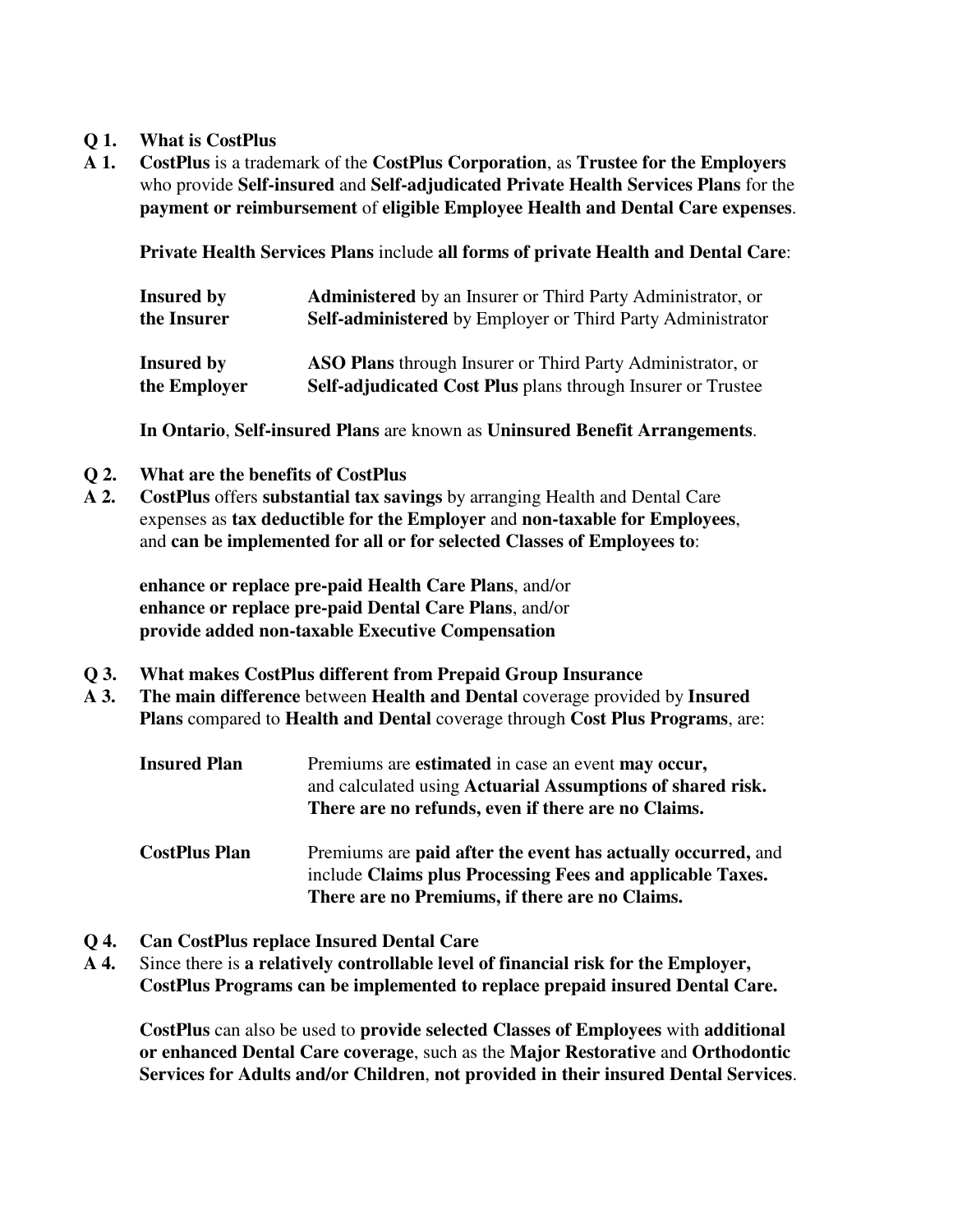**Q 1. What is CostPlus**

**A 1.** **CostPlus** is a trademark of the **CostPlus Corporation**, as **Trustee for the Employers** who provide **Self-insured** and **Self-adjudicated Private Health Services Plans** for the **payment or reimbursement** of **eligible Employee Health and Dental Care expenses**.

**Private Health Services Plans** include **all forms of private Health and Dental Care**:

| | |
|---|---|
| **Insured by the Insurer** | **Administered** by an Insurer or Third Party Administrator, or **Self-administered** by Employer or Third Party Administrator |
| **Insured by the Employer** | **ASO Plans** through Insurer or Third Party Administrator, or **Self-adjudicated Cost Plus** plans through Insurer or Trustee |

**In Ontario**, **Self-insured Plans** are known as **Uninsured Benefit Arrangements**.

**Q 2. What are the benefits of CostPlus**

**A 2.** **CostPlus** offers **substantial tax savings** by arranging Health and Dental Care expenses as **tax deductible for the Employer** and **non-taxable for Employees**, and **can be implemented for all or for selected Classes of Employees to**:

**enhance or replace pre-paid Health Care Plans**, and/or
**enhance or replace pre-paid Dental Care Plans**, and/or
**provide added non-taxable Executive Compensation**

**Q 3. What makes CostPlus different from Prepaid Group Insurance**

**A 3.** **The main difference** between **Health and Dental** coverage provided by **Insured Plans** compared to **Health and Dental** coverage through **Cost Plus Programs**, are:

| | |
|---|---|
| **Insured Plan** | Premiums are **estimated** in case an event **may occur,** and calculated using **Actuarial Assumptions of shared risk. There are no refunds, even if there are no Claims.** |
| **CostPlus Plan** | Premiums are **paid after the event has actually occurred,** and include **Claims plus Processing Fees and applicable Taxes. There are no Premiums, if there are no Claims.** |

**Q 4. Can CostPlus replace Insured Dental Care**

**A 4.** Since there is **a relatively controllable level of financial risk for the Employer, CostPlus Programs can be implemented to replace prepaid insured Dental Care.**

**CostPlus** can also be used to **provide selected Classes of Employees** with **additional or enhanced Dental Care coverage**, such as the **Major Restorative** and **Orthodontic Services for Adults and/or Children**, **not provided in their insured Dental Services**.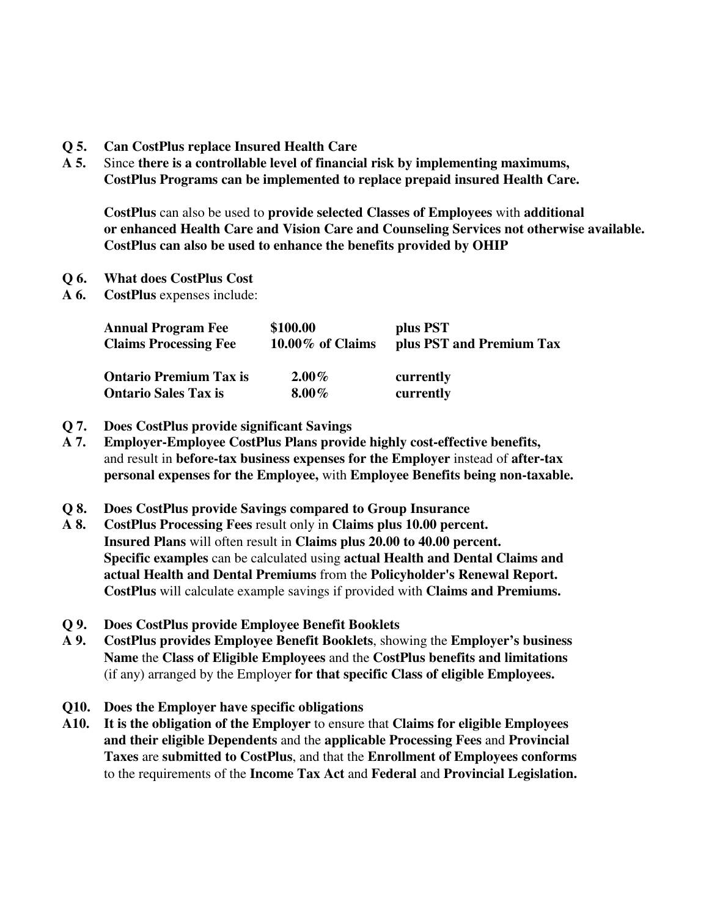**Q 5. Can CostPlus replace Insured Health Care**

**A 5.** Since **there is a controllable level of financial risk by implementing maximums, CostPlus Programs can be implemented to replace prepaid insured Health Care.**

**CostPlus** can also be used to **provide selected Classes of Employees** with **additional or enhanced Health Care and Vision Care and Counseling Services not otherwise available. CostPlus can also be used to enhance the benefits provided by OHIP**

**Q 6. What does CostPlus Cost**

**A 6. CostPlus** expenses include:

| | | |
|---|---|---|
| **Annual Program Fee** | **\$100.00** | **plus PST** |
| **Claims Processing Fee** | **10.00% of Claims** | **plus PST and Premium Tax** |
| **Ontario Premium Tax is** | **2.00%** | **currently** |
| **Ontario Sales Tax is** | **8.00%** | **currently** |

**Q 7. Does CostPlus provide significant Savings**

**A 7. Employer-Employee CostPlus Plans provide highly cost-effective benefits,** and result in **before-tax business expenses for the Employer** instead of **after-tax personal expenses for the Employee,** with **Employee Benefits being non-taxable.**

**Q 8. Does CostPlus provide Savings compared to Group Insurance**

**A 8. CostPlus Processing Fees** result only in **Claims plus 10.00 percent. Insured Plans** will often result in **Claims plus 20.00 to 40.00 percent. Specific examples** can be calculated using **actual Health and Dental Claims and actual Health and Dental Premiums** from the **Policyholder's Renewal Report. CostPlus** will calculate example savings if provided with **Claims and Premiums.**

**Q 9. Does CostPlus provide Employee Benefit Booklets**

**A 9. CostPlus provides Employee Benefit Booklets**, showing the **Employer's business Name** the **Class of Eligible Employees** and the **CostPlus benefits and limitations** (if any) arranged by the Employer **for that specific Class of eligible Employees.**

**Q10. Does the Employer have specific obligations**

**A10. It is the obligation of the Employer** to ensure that **Claims for eligible Employees and their eligible Dependents** and the **applicable Processing Fees** and **Provincial Taxes** are **submitted to CostPlus**, and that the **Enrollment of Employees conforms** to the requirements of the **Income Tax Act** and **Federal** and **Provincial Legislation.**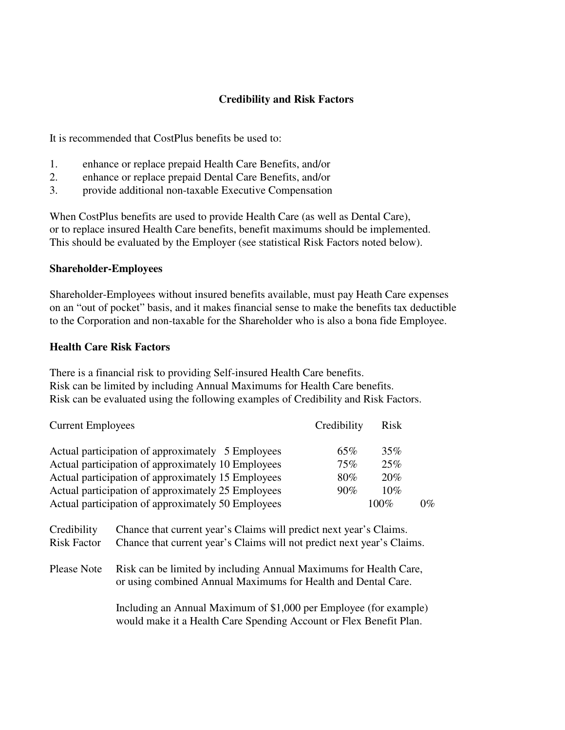## Credibility and Risk Factors

It is recommended that CostPlus benefits be used to:

1. enhance or replace prepaid Health Care Benefits, and/or
2. enhance or replace prepaid Dental Care Benefits, and/or
3. provide additional non-taxable Executive Compensation

When CostPlus benefits are used to provide Health Care (as well as Dental Care), or to replace insured Health Care benefits, benefit maximums should be implemented. This should be evaluated by the Employer (see statistical Risk Factors noted below).

### Shareholder-Employees

Shareholder-Employees without insured benefits available, must pay Heath Care expenses on an "out of pocket" basis, and it makes financial sense to make the benefits tax deductible to the Corporation and non-taxable for the Shareholder who is also a bona fide Employee.

### Health Care Risk Factors

There is a financial risk to providing Self-insured Health Care benefits.
Risk can be limited by including Annual Maximums for Health Care benefits.
Risk can be evaluated using the following examples of Credibility and Risk Factors.

| Current Employees | Credibility | Risk |
|---|---|---|
| Actual participation of approximately 5 Employees | 65% | 35% |
| Actual participation of approximately 10 Employees | 75% | 25% |
| Actual participation of approximately 15 Employees | 80% | 20% |
| Actual participation of approximately 25 Employees | 90% | 10% |
| Actual participation of approximately 50 Employees | 100% | 0% |

Credibility — Chance that current year's Claims will predict next year's Claims.
Risk Factor — Chance that current year's Claims will not predict next year's Claims.

Please Note — Risk can be limited by including Annual Maximums for Health Care, or using combined Annual Maximums for Health and Dental Care.

Including an Annual Maximum of $1,000 per Employee (for example) would make it a Health Care Spending Account or Flex Benefit Plan.